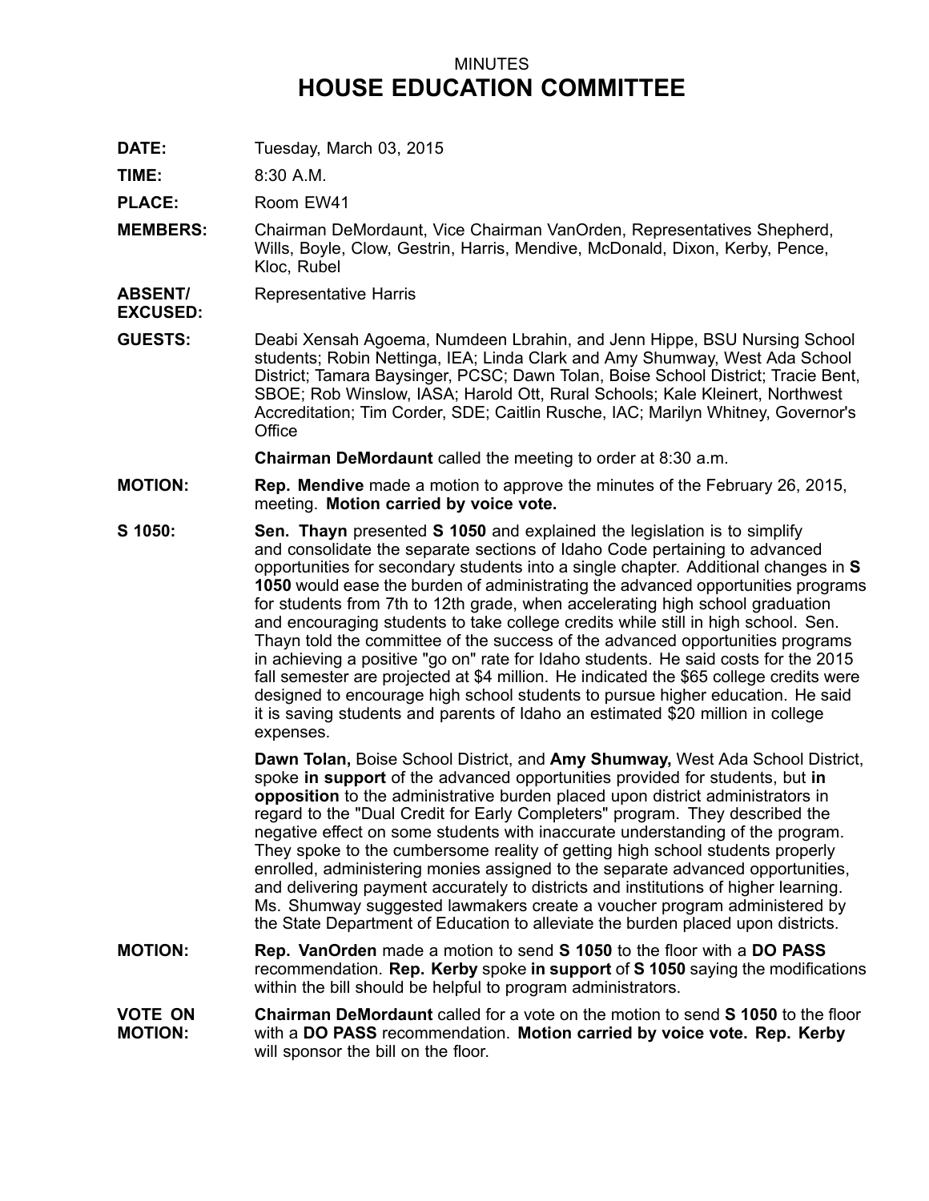MINUTES

# HOUSE EDUCATION COMMITTEE

**DATE:** Tuesday, March 03, 2015

**TIME:** 8:30 A.M.

**PLACE:** Room EW41

**MEMBERS:** Chairman DeMordaunt, Vice Chairman VanOrden, Representatives Shepherd, Wills, Boyle, Clow, Gestrin, Harris, Mendive, McDonald, Dixon, Kerby, Pence, Kloc, Rubel

**ABSENT/ EXCUSED:** Representative Harris

**GUESTS:** Deabi Xensah Agoema, Numdeen Lbrahin, and Jenn Hippe, BSU Nursing School students; Robin Nettinga, IEA; Linda Clark and Amy Shumway, West Ada School District; Tamara Baysinger, PCSC; Dawn Tolan, Boise School District; Tracie Bent, SBOE; Rob Winslow, IASA; Harold Ott, Rural Schools; Kale Kleinert, Northwest Accreditation; Tim Corder, SDE; Caitlin Rusche, IAC; Marilyn Whitney, Governor's Office

**Chairman DeMordaunt** called the meeting to order at 8:30 a.m.

**MOTION:** **Rep. Mendive** made a motion to approve the minutes of the February 26, 2015, meeting. **Motion carried by voice vote.**

**S 1050:** **Sen. Thayn** presented **S 1050** and explained the legislation is to simplify and consolidate the separate sections of Idaho Code pertaining to advanced opportunities for secondary students into a single chapter. Additional changes in **S 1050** would ease the burden of administrating the advanced opportunities programs for students from 7th to 12th grade, when accelerating high school graduation and encouraging students to take college credits while still in high school. Sen. Thayn told the committee of the success of the advanced opportunities programs in achieving a positive "go on" rate for Idaho students. He said costs for the 2015 fall semester are projected at $4 million. He indicated the $65 college credits were designed to encourage high school students to pursue higher education. He said it is saving students and parents of Idaho an estimated $20 million in college expenses.

**Dawn Tolan,** Boise School District, and **Amy Shumway,** West Ada School District, spoke **in support** of the advanced opportunities provided for students, but **in opposition** to the administrative burden placed upon district administrators in regard to the "Dual Credit for Early Completers" program. They described the negative effect on some students with inaccurate understanding of the program. They spoke to the cumbersome reality of getting high school students properly enrolled, administering monies assigned to the separate advanced opportunities, and delivering payment accurately to districts and institutions of higher learning. Ms. Shumway suggested lawmakers create a voucher program administered by the State Department of Education to alleviate the burden placed upon districts.

**MOTION:** **Rep. VanOrden** made a motion to send **S 1050** to the floor with a **DO PASS** recommendation. **Rep. Kerby** spoke **in support** of **S 1050** saying the modifications within the bill should be helpful to program administrators.

**VOTE ON MOTION:** **Chairman DeMordaunt** called for a vote on the motion to send **S 1050** to the floor with a **DO PASS** recommendation. **Motion carried by voice vote. Rep. Kerby** will sponsor the bill on the floor.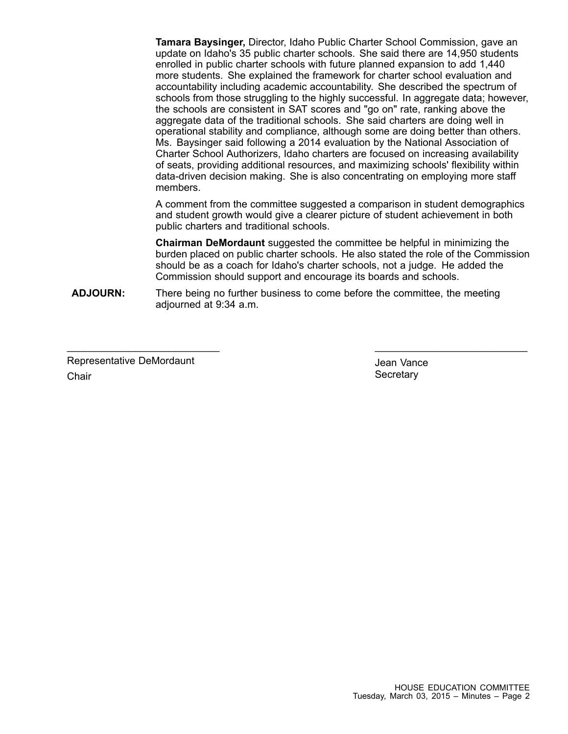**Tamara Baysinger,** Director, Idaho Public Charter School Commission, gave an update on Idaho's 35 public charter schools. She said there are 14,950 students enrolled in public charter schools with future planned expansion to add 1,440 more students. She explained the framework for charter school evaluation and accountability including academic accountability. She described the spectrum of schools from those struggling to the highly successful. In aggregate data; however, the schools are consistent in SAT scores and "go on" rate, ranking above the aggregate data of the traditional schools. She said charters are doing well in operational stability and compliance, although some are doing better than others. Ms. Baysinger said following a 2014 evaluation by the National Association of Charter School Authorizers, Idaho charters are focused on increasing availability of seats, providing additional resources, and maximizing schools' flexibility within data-driven decision making. She is also concentrating on employing more staff members.

A comment from the committee suggested a comparison in student demographics and student growth would give a clearer picture of student achievement in both public charters and traditional schools.

**Chairman DeMordaunt** suggested the committee be helpful in minimizing the burden placed on public charter schools. He also stated the role of the Commission should be as a coach for Idaho's charter schools, not a judge. He added the Commission should support and encourage its boards and schools.

**ADJOURN:** There being no further business to come before the committee, the meeting adjourned at 9:34 a.m.

___________________________

Representative DeMordaunt
Chair

___________________________

Jean Vance
Secretary